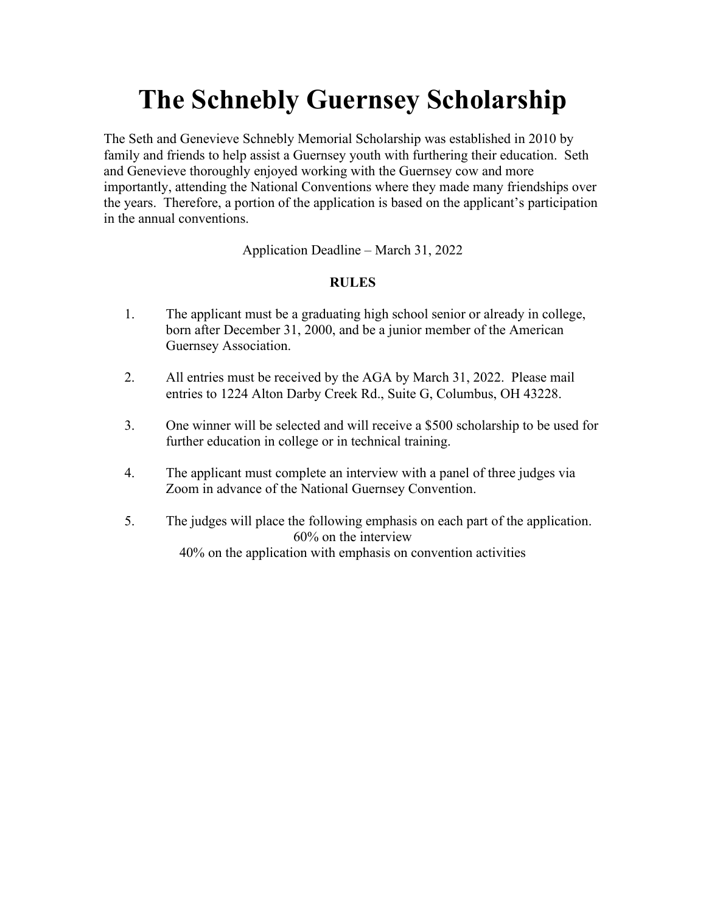# The Schnebly Guernsey Scholarship

The Seth and Genevieve Schnebly Memorial Scholarship was established in 2010 by family and friends to help assist a Guernsey youth with furthering their education. Seth and Genevieve thoroughly enjoyed working with the Guernsey cow and more importantly, attending the National Conventions where they made many friendships over the years. Therefore, a portion of the application is based on the applicant's participation in the annual conventions.

Application Deadline – March 31, 2022

**RULES**

1. The applicant must be a graduating high school senior or already in college, born after December 31, 2000, and be a junior member of the American Guernsey Association.

2. All entries must be received by the AGA by March 31, 2022. Please mail entries to 1224 Alton Darby Creek Rd., Suite G, Columbus, OH 43228.

3. One winner will be selected and will receive a $500 scholarship to be used for further education in college or in technical training.

4. The applicant must complete an interview with a panel of three judges via Zoom in advance of the National Guernsey Convention.

5. The judges will place the following emphasis on each part of the application.
   60% on the interview
   40% on the application with emphasis on convention activities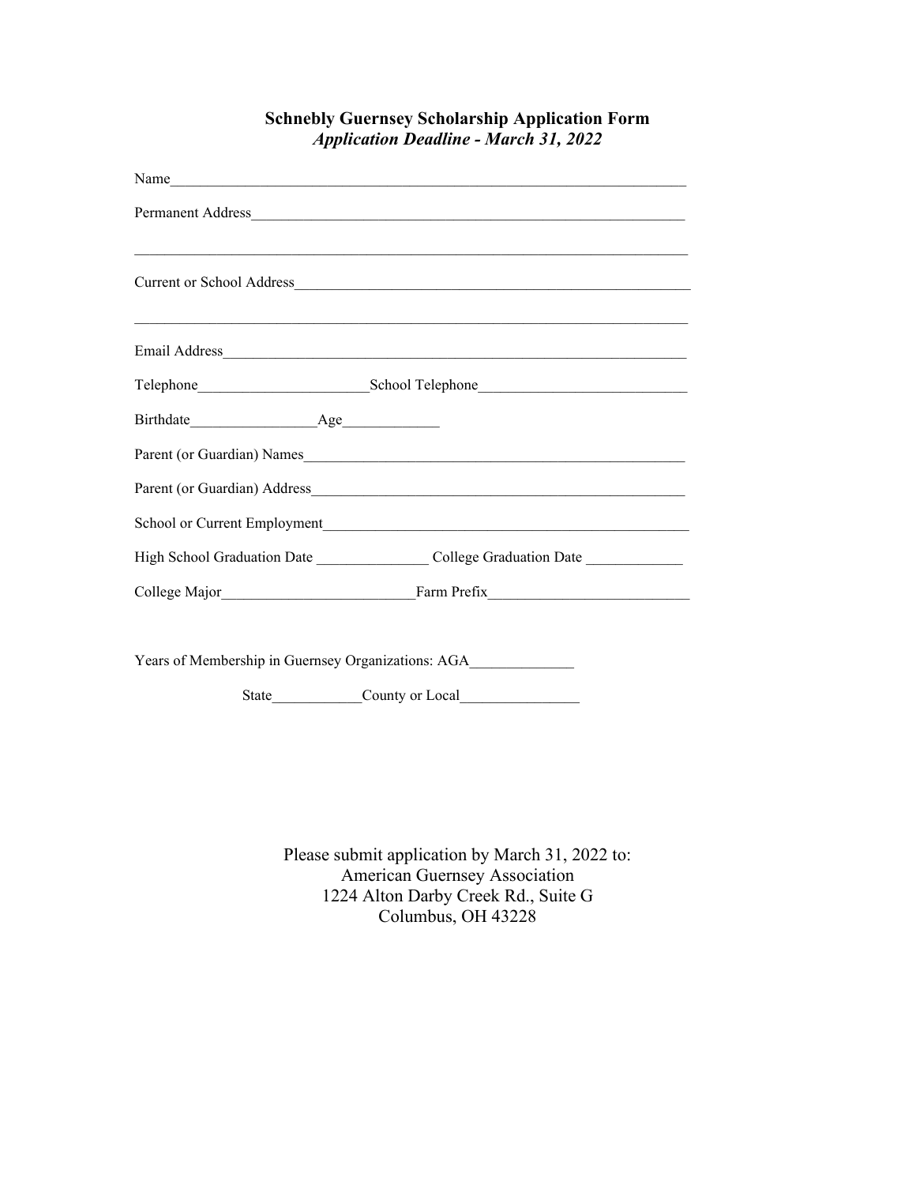**Schnebly Guernsey Scholarship Application Form**
***Application Deadline - March 31, 2022***

Name_______________________________________________________________________

Permanent Address___________________________________________________________

___________________________________________________________________________

Current or School Address_____________________________________________________

___________________________________________________________________________

Email Address_______________________________________________________________

Telephone______________________School Telephone___________________________

Birthdate________________Age____________

Parent (or Guardian) Names___________________________________________________

Parent (or Guardian) Address__________________________________________________

School or Current Employment_________________________________________________

High School Graduation Date _______________ College Graduation Date _____________

College Major_________________________Farm Prefix__________________________

Years of Membership in Guernsey Organizations: AGA_____________

State___________County or Local________________

Please submit application by March 31, 2022 to:
American Guernsey Association
1224 Alton Darby Creek Rd., Suite G
Columbus, OH 43228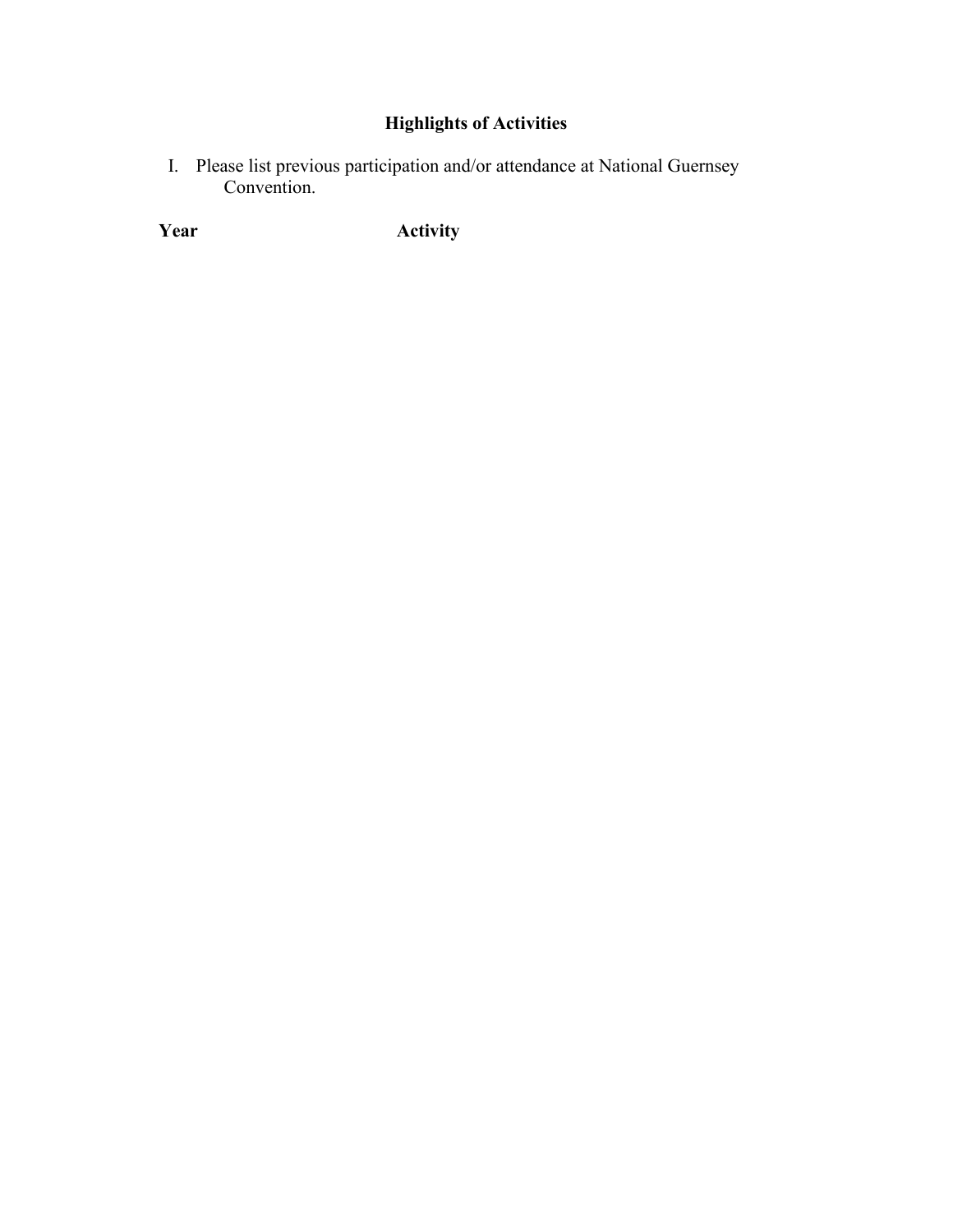## Highlights of Activities

I. Please list previous participation and/or attendance at National Guernsey Convention.

| Year | Activity |
|---|---|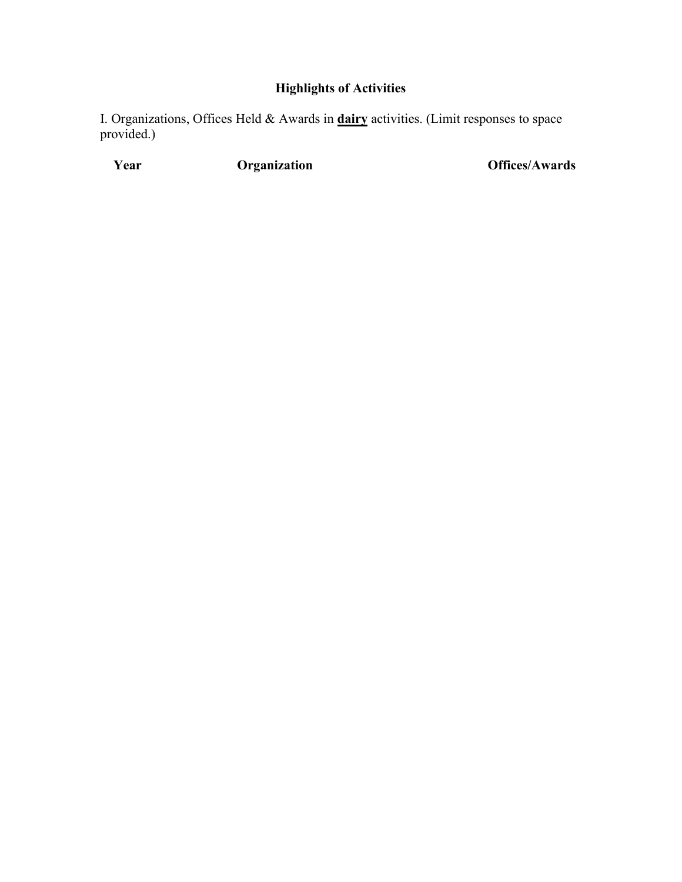**Highlights of Activities**

I. Organizations, Offices Held & Awards in **dairy** activities. (Limit responses to space provided.)

| Year | Organization | Offices/Awards |
| --- | --- | --- |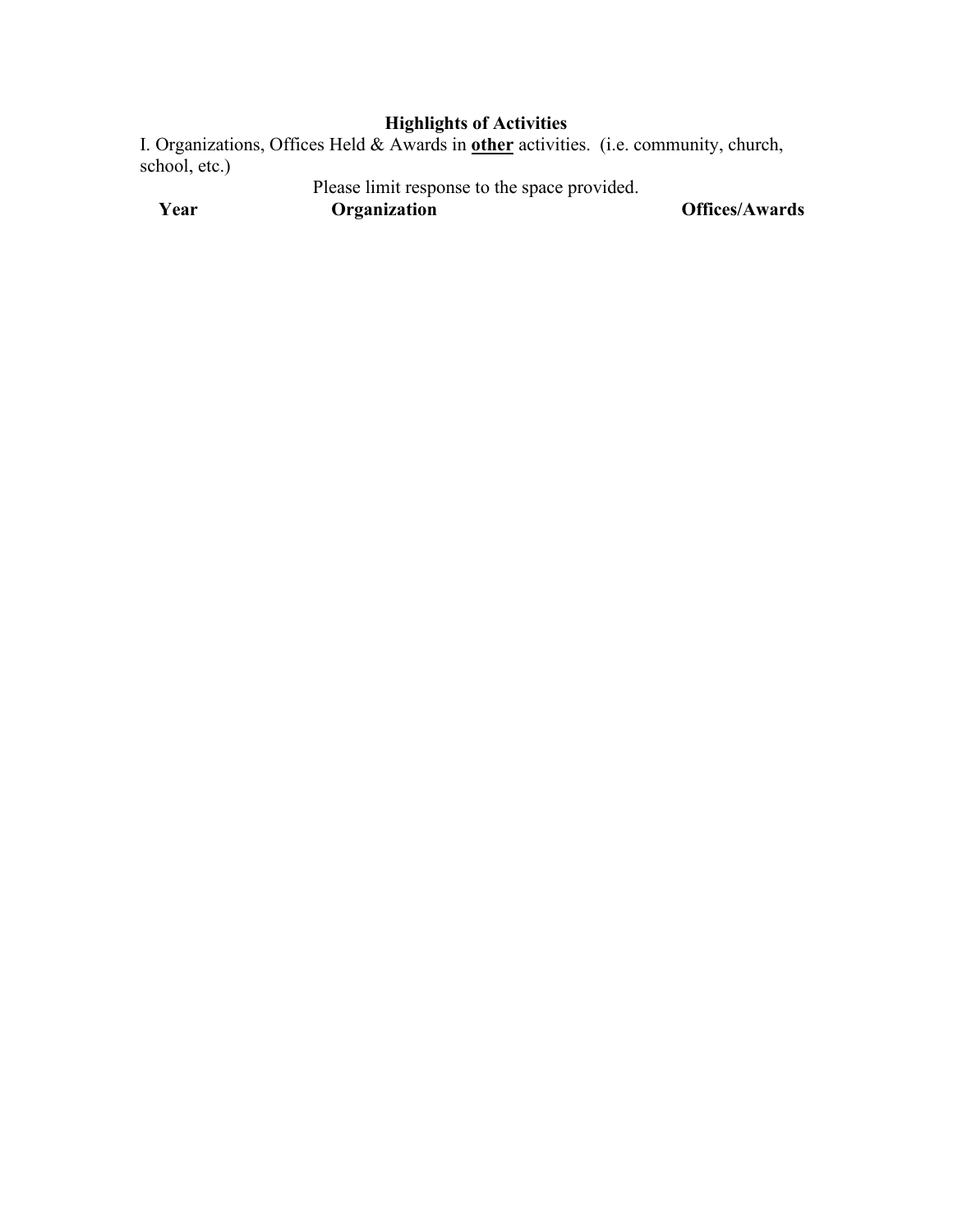**Highlights of Activities**

I. Organizations, Offices Held & Awards in **<u>other</u>** activities. (i.e. community, church, school, etc.)

Please limit response to the space provided.

| Year | Organization | Offices/Awards |
| --- | --- | --- |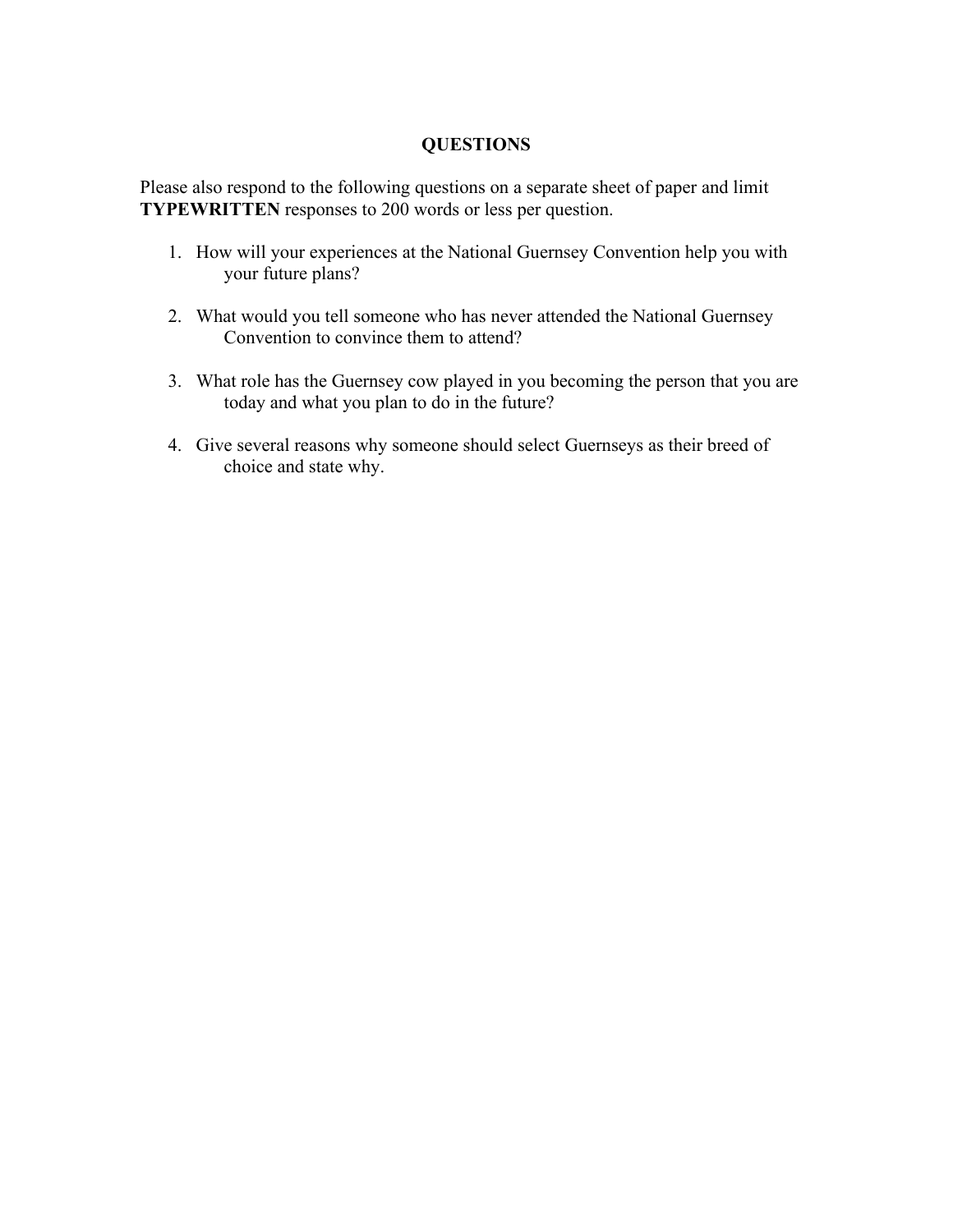## QUESTIONS

Please also respond to the following questions on a separate sheet of paper and limit **TYPEWRITTEN** responses to 200 words or less per question.

1. How will your experiences at the National Guernsey Convention help you with your future plans?

2. What would you tell someone who has never attended the National Guernsey Convention to convince them to attend?

3. What role has the Guernsey cow played in you becoming the person that you are today and what you plan to do in the future?

4. Give several reasons why someone should select Guernseys as their breed of choice and state why.